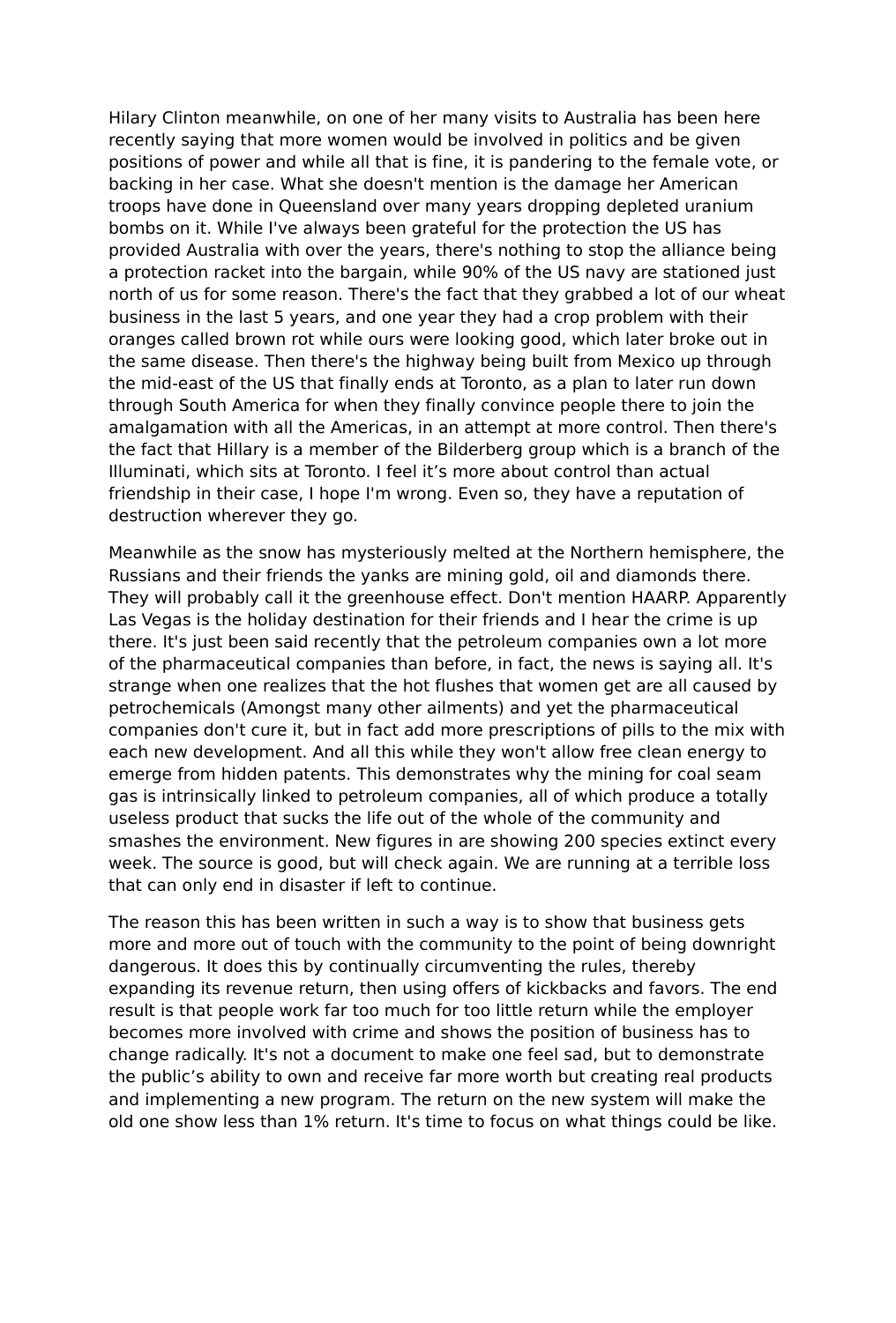Hilary Clinton meanwhile, on one of her many visits to Australia has been here recently saying that more women would be involved in politics and be given positions of power and while all that is fine, it is pandering to the female vote, or backing in her case. What she doesn't mention is the damage her American troops have done in Queensland over many years dropping depleted uranium bombs on it. While I've always been grateful for the protection the US has provided Australia with over the years, there's nothing to stop the alliance being a protection racket into the bargain, while 90% of the US navy are stationed just north of us for some reason. There's the fact that they grabbed a lot of our wheat business in the last 5 years, and one year they had a crop problem with their oranges called brown rot while ours were looking good, which later broke out in the same disease. Then there's the highway being built from Mexico up through the mid-east of the US that finally ends at Toronto, as a plan to later run down through South America for when they finally convince people there to join the amalgamation with all the Americas, in an attempt at more control. Then there's the fact that Hillary is a member of the Bilderberg group which is a branch of the Illuminati, which sits at Toronto. I feel it's more about control than actual friendship in their case, I hope I'm wrong. Even so, they have a reputation of destruction wherever they go.

Meanwhile as the snow has mysteriously melted at the Northern hemisphere, the Russians and their friends the yanks are mining gold, oil and diamonds there. They will probably call it the greenhouse effect. Don't mention HAARP. Apparently Las Vegas is the holiday destination for their friends and I hear the crime is up there. It's just been said recently that the petroleum companies own a lot more of the pharmaceutical companies than before, in fact, the news is saying all. It's strange when one realizes that the hot flushes that women get are all caused by petrochemicals (Amongst many other ailments) and yet the pharmaceutical companies don't cure it, but in fact add more prescriptions of pills to the mix with each new development. And all this while they won't allow free clean energy to emerge from hidden patents. This demonstrates why the mining for coal seam gas is intrinsically linked to petroleum companies, all of which produce a totally useless product that sucks the life out of the whole of the community and smashes the environment. New figures in are showing 200 species extinct every week. The source is good, but will check again. We are running at a terrible loss that can only end in disaster if left to continue.

The reason this has been written in such a way is to show that business gets more and more out of touch with the community to the point of being downright dangerous. It does this by continually circumventing the rules, thereby expanding its revenue return, then using offers of kickbacks and favors. The end result is that people work far too much for too little return while the employer becomes more involved with crime and shows the position of business has to change radically. It's not a document to make one feel sad, but to demonstrate the public's ability to own and receive far more worth but creating real products and implementing a new program. The return on the new system will make the old one show less than 1% return. It's time to focus on what things could be like.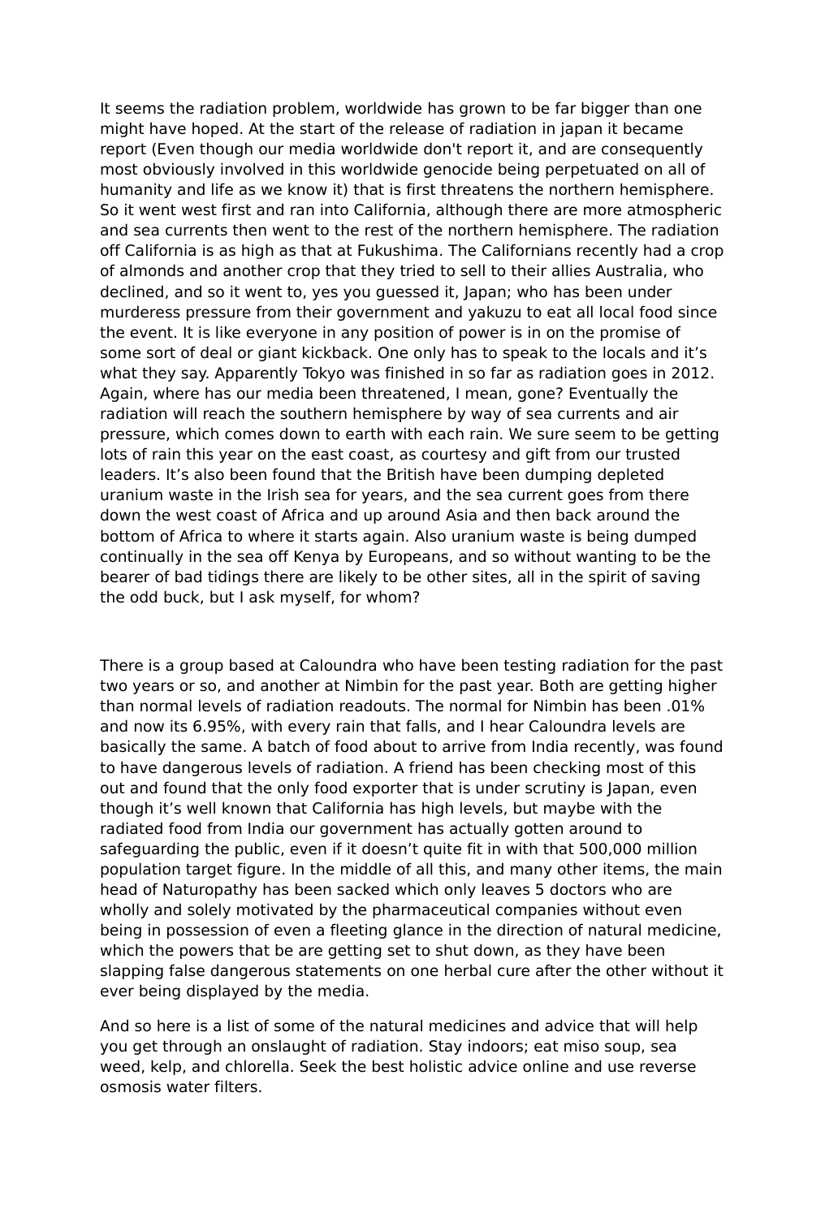It seems the radiation problem, worldwide has grown to be far bigger than one might have hoped. At the start of the release of radiation in japan it became report (Even though our media worldwide don't report it, and are consequently most obviously involved in this worldwide genocide being perpetuated on all of humanity and life as we know it) that is first threatens the northern hemisphere. So it went west first and ran into California, although there are more atmospheric and sea currents then went to the rest of the northern hemisphere. The radiation off California is as high as that at Fukushima. The Californians recently had a crop of almonds and another crop that they tried to sell to their allies Australia, who declined, and so it went to, yes you guessed it, Japan; who has been under murderess pressure from their government and yakuzu to eat all local food since the event. It is like everyone in any position of power is in on the promise of some sort of deal or giant kickback. One only has to speak to the locals and it's what they say. Apparently Tokyo was finished in so far as radiation goes in 2012. Again, where has our media been threatened, I mean, gone? Eventually the radiation will reach the southern hemisphere by way of sea currents and air pressure, which comes down to earth with each rain. We sure seem to be getting lots of rain this year on the east coast, as courtesy and gift from our trusted leaders. It's also been found that the British have been dumping depleted uranium waste in the Irish sea for years, and the sea current goes from there down the west coast of Africa and up around Asia and then back around the bottom of Africa to where it starts again. Also uranium waste is being dumped continually in the sea off Kenya by Europeans, and so without wanting to be the bearer of bad tidings there are likely to be other sites, all in the spirit of saving the odd buck, but I ask myself, for whom?

There is a group based at Caloundra who have been testing radiation for the past two years or so, and another at Nimbin for the past year. Both are getting higher than normal levels of radiation readouts. The normal for Nimbin has been .01% and now its 6.95%, with every rain that falls, and I hear Caloundra levels are basically the same. A batch of food about to arrive from India recently, was found to have dangerous levels of radiation. A friend has been checking most of this out and found that the only food exporter that is under scrutiny is Japan, even though it's well known that California has high levels, but maybe with the radiated food from India our government has actually gotten around to safeguarding the public, even if it doesn't quite fit in with that 500,000 million population target figure. In the middle of all this, and many other items, the main head of Naturopathy has been sacked which only leaves 5 doctors who are wholly and solely motivated by the pharmaceutical companies without even being in possession of even a fleeting glance in the direction of natural medicine, which the powers that be are getting set to shut down, as they have been slapping false dangerous statements on one herbal cure after the other without it ever being displayed by the media.

And so here is a list of some of the natural medicines and advice that will help you get through an onslaught of radiation. Stay indoors; eat miso soup, sea weed, kelp, and chlorella. Seek the best holistic advice online and use reverse osmosis water filters.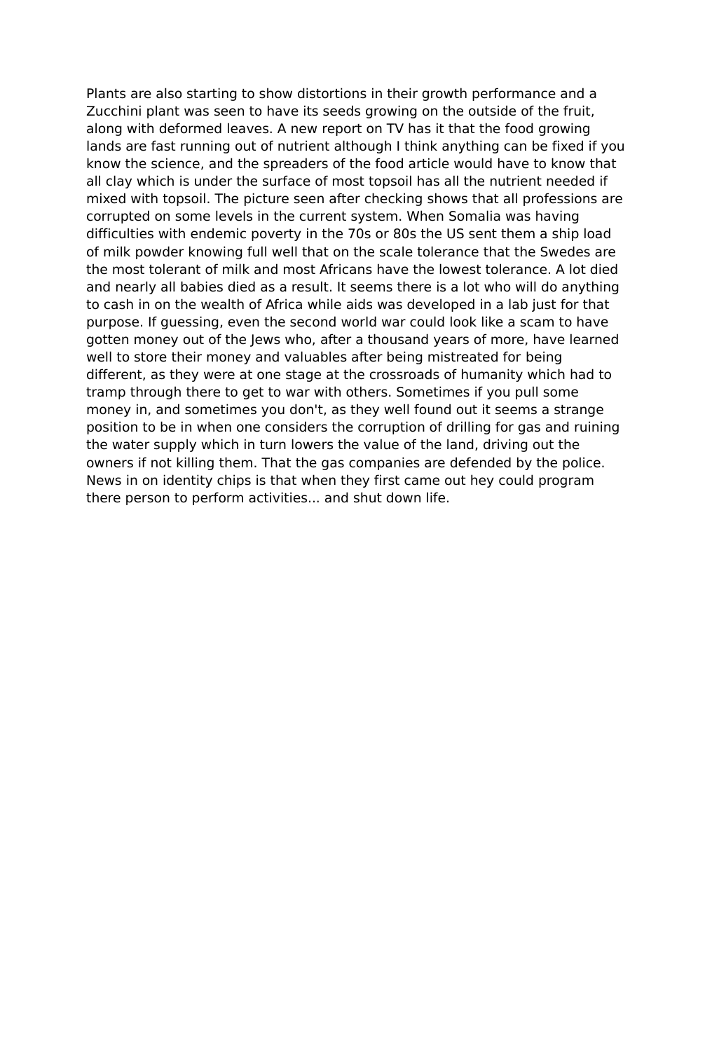Plants are also starting to show distortions in their growth performance and a Zucchini plant was seen to have its seeds growing on the outside of the fruit, along with deformed leaves. A new report on TV has it that the food growing lands are fast running out of nutrient although I think anything can be fixed if you know the science, and the spreaders of the food article would have to know that all clay which is under the surface of most topsoil has all the nutrient needed if mixed with topsoil. The picture seen after checking shows that all professions are corrupted on some levels in the current system. When Somalia was having difficulties with endemic poverty in the 70s or 80s the US sent them a ship load of milk powder knowing full well that on the scale tolerance that the Swedes are the most tolerant of milk and most Africans have the lowest tolerance. A lot died and nearly all babies died as a result. It seems there is a lot who will do anything to cash in on the wealth of Africa while aids was developed in a lab just for that purpose. If guessing, even the second world war could look like a scam to have gotten money out of the Jews who, after a thousand years of more, have learned well to store their money and valuables after being mistreated for being different, as they were at one stage at the crossroads of humanity which had to tramp through there to get to war with others. Sometimes if you pull some money in, and sometimes you don't, as they well found out it seems a strange position to be in when one considers the corruption of drilling for gas and ruining the water supply which in turn lowers the value of the land, driving out the owners if not killing them. That the gas companies are defended by the police. News in on identity chips is that when they first came out hey could program there person to perform activities... and shut down life.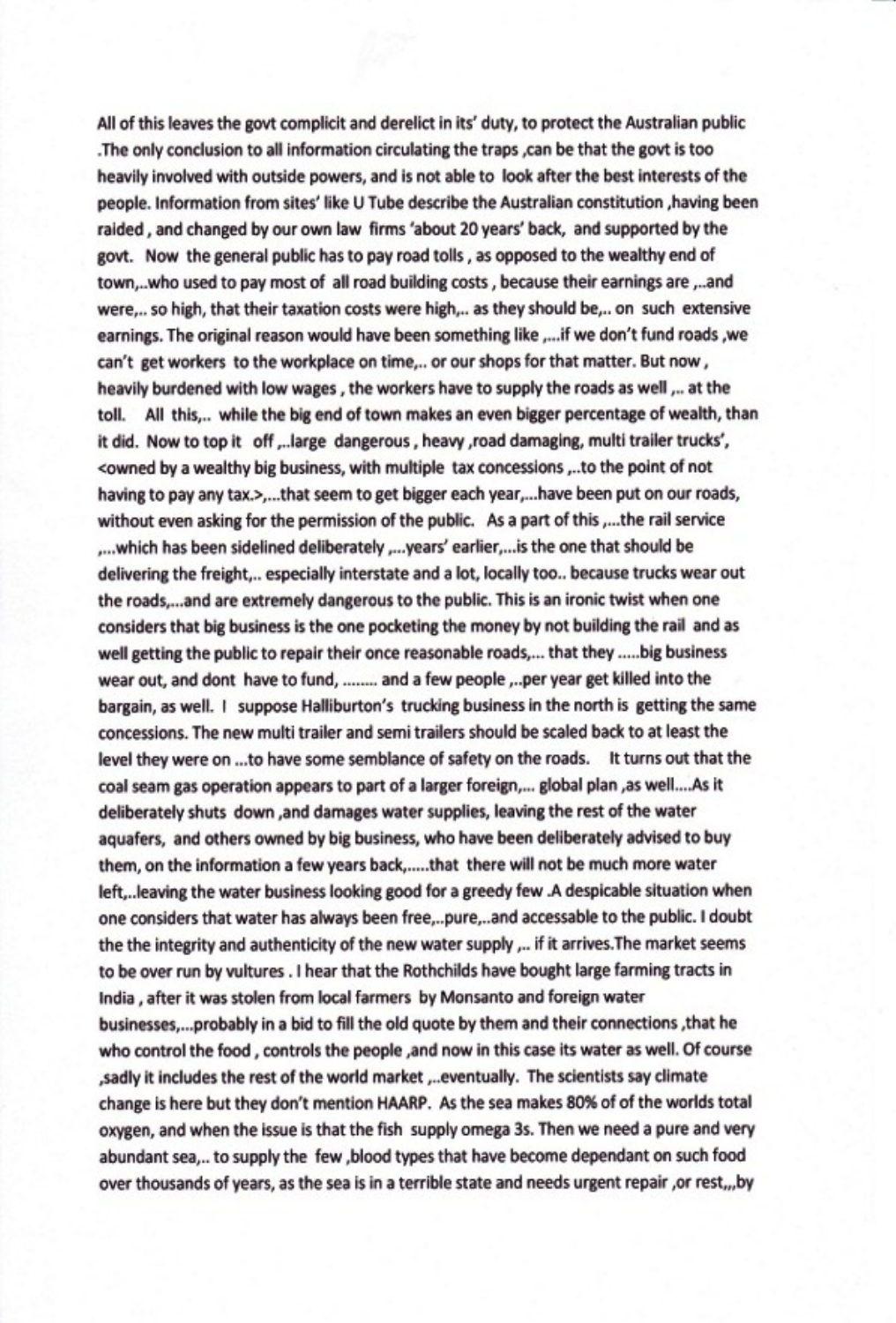All of this leaves the govt complicit and derelict in its' duty, to protect the Australian public .The only conclusion to all information circulating the traps ,can be that the govt is too heavily involved with outside powers, and is not able to look after the best interests of the people. Information from sites' like U Tube describe the Australian constitution ,having been raided , and changed by our own law firms 'about 20 years' back, and supported by the govt. Now the general public has to pay road tolls , as opposed to the wealthy end of town,..who used to pay most of all road building costs , because their earnings are ,..and were,.. so high, that their taxation costs were high,.. as they should be,.. on such extensive earnings. The original reason would have been something like ,...if we don't fund roads ,we can't get workers to the workplace on time,.. or our shops for that matter. But now , heavily burdened with low wages , the workers have to supply the roads as well ,.. at the toll. All this,.. while the big end of town makes an even bigger percentage of wealth, than it did. Now to top it off ,..large dangerous , heavy ,road damaging, multi trailer trucks', <owned by a wealthy big business, with multiple tax concessions ,..to the point of not having to pay any tax.>,...that seem to get bigger each year,...have been put on our roads, without even asking for the permission of the public. As a part of this ,...the rail service ,...which has been sidelined deliberately ,...years' earlier,...is the one that should be delivering the freight,.. especially interstate and a lot, locally too.. because trucks wear out the roads,...and are extremely dangerous to the public. This is an ironic twist when one considers that big business is the one pocketing the money by not building the rail and as well getting the public to repair their once reasonable roads,... that they .....big business wear out, and dont have to fund, ........ and a few people ,..per year get killed into the bargain, as well. I suppose Halliburton's trucking business in the north is getting the same concessions. The new multi trailer and semi trailers should be scaled back to at least the level they were on ...to have some semblance of safety on the roads. It turns out that the coal seam gas operation appears to part of a larger foreign,... global plan ,as well....As it deliberately shuts down ,and damages water supplies, leaving the rest of the water aquafers, and others owned by big business, who have been deliberately advised to buy them, on the information a few years back,.....that there will not be much more water left,..leaving the water business looking good for a greedy few .A despicable situation when one considers that water has always been free,..pure,..and accessable to the public. I doubt the the integrity and authenticity of the new water supply ,.. if it arrives.The market seems to be over run by vultures . I hear that the Rothchilds have bought large farming tracts in India , after it was stolen from local farmers by Monsanto and foreign water businesses,...probably in a bid to fill the old quote by them and their connections ,that he who control the food , controls the people ,and now in this case its water as well. Of course ,sadly it includes the rest of the world market ,..eventually. The scientists say climate change is here but they don't mention HAARP. As the sea makes 80% of of the worlds total oxygen, and when the issue is that the fish supply omega 3s. Then we need a pure and very abundant sea,.. to supply the few ,blood types that have become dependant on such food over thousands of years, as the sea is in a terrible state and needs urgent repair ,or rest,,,by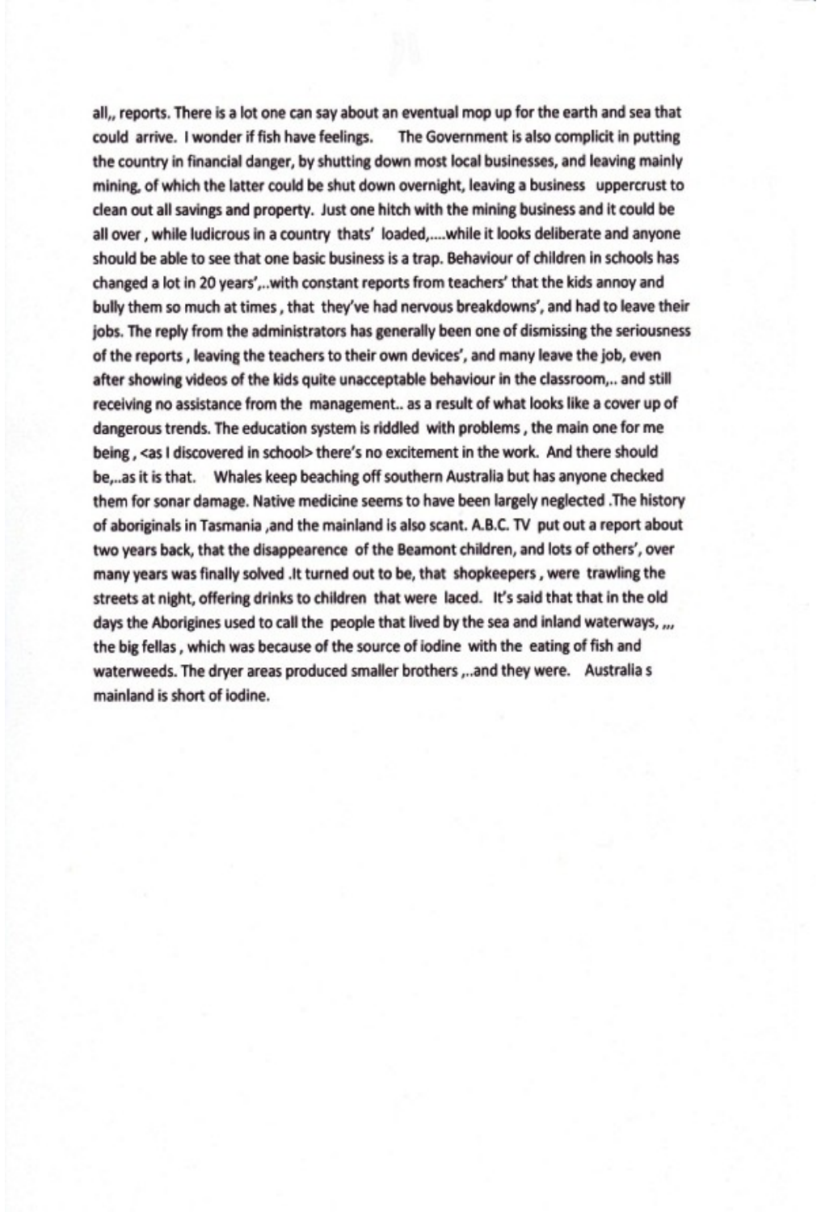all,, reports. There is a lot one can say about an eventual mop up for the earth and sea that could arrive. I wonder if fish have feelings. The Government is also complicit in putting the country in financial danger, by shutting down most local businesses, and leaving mainly mining, of which the latter could be shut down overnight, leaving a business uppercrust to clean out all savings and property. Just one hitch with the mining business and it could be all over , while ludicrous in a country thats' loaded,....while it looks deliberate and anyone should be able to see that one basic business is a trap. Behaviour of children in schools has changed a lot in 20 years',..with constant reports from teachers' that the kids annoy and bully them so much at times , that they've had nervous breakdowns', and had to leave their jobs. The reply from the administrators has generally been one of dismissing the seriousness of the reports , leaving the teachers to their own devices', and many leave the job, even after showing videos of the kids quite unacceptable behaviour in the classroom,.. and still receiving no assistance from the management.. as a result of what looks like a cover up of dangerous trends. The education system is riddled with problems , the main one for me being , <as I discovered in school> there's no excitement in the work. And there should be,..as it is that. Whales keep beaching off southern Australia but has anyone checked them for sonar damage. Native medicine seems to have been largely neglected .The history of aboriginals in Tasmania ,and the mainland is also scant. A.B.C. TV put out a report about two years back, that the disappearence of the Beamont children, and lots of others', over many years was finally solved .It turned out to be, that shopkeepers , were trawling the streets at night, offering drinks to children that were laced. It's said that that in the old days the Aborigines used to call the people that lived by the sea and inland waterways, ,,, the big fellas , which was because of the source of iodine with the eating of fish and waterweeds. The dryer areas produced smaller brothers ,..and they were. Australia s mainland is short of iodine.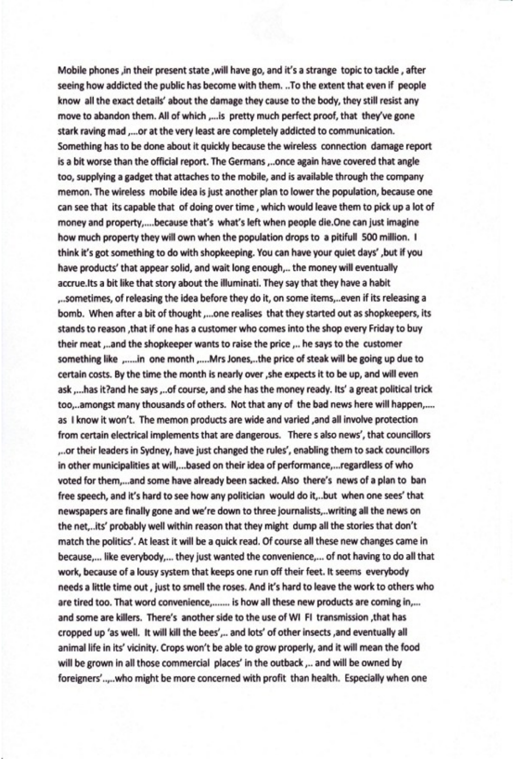Mobile phones ,in their present state ,will have go, and it's a strange topic to tackle , after seeing how addicted the public has become with them. ..To the extent that even if people know all the exact details' about the damage they cause to the body, they still resist any move to abandon them. All of which ,...is pretty much perfect proof, that they've gone stark raving mad ,...or at the very least are completely addicted to communication. Something has to be done about it quickly because the wireless connection damage report is a bit worse than the official report. The Germans ,..once again have covered that angle too, supplying a gadget that attaches to the mobile, and is available through the company memon. The wireless mobile idea is just another plan to lower the population, because one can see that its capable that of doing over time , which would leave them to pick up a lot of money and property,....because that's what's left when people die.One can just imagine how much property they will own when the population drops to a pitifull 500 million. I think it's got something to do with shopkeeping. You can have your quiet days' ,but if you have products' that appear solid, and wait long enough,.. the money will eventually accrue.Its a bit like that story about the illuminati. They say that they have a habit ,..sometimes, of releasing the idea before they do it, on some items,..even if its releasing a bomb. When after a bit of thought ,...one realises that they started out as shopkeepers, its stands to reason ,that if one has a customer who comes into the shop every Friday to buy their meat ,..and the shopkeeper wants to raise the price ,.. he says to the customer something like ,.....in one month ,....Mrs Jones,..the price of steak will be going up due to certain costs. By the time the month is nearly over ,she expects it to be up, and will even ask ,...has it?and he says ,..of course, and she has the money ready. Its' a great political trick too,..amongst many thousands of others. Not that any of the bad news here will happen,.... as I know it won't. The memon products are wide and varied ,and all involve protection from certain electrical implements that are dangerous. There s also news', that councillors ,..or their leaders in Sydney, have just changed the rules', enabling them to sack councillors in other municipalities at will,...based on their idea of performance,...regardless of who voted for them,...and some have already been sacked. Also there's news of a plan to ban free speech, and it's hard to see how any politician would do it,..but when one sees' that newspapers are finally gone and we're down to three journalists,..writing all the news on the net,..its' probably well within reason that they might dump all the stories that don't match the politics'. At least it will be a quick read. Of course all these new changes came in because,... like everybody,... they just wanted the convenience,... of not having to do all that work, because of a lousy system that keeps one run off their feet. It seems everybody needs a little time out , just to smell the roses. And it's hard to leave the work to others who are tired too. That word convenience,....... is how all these new products are coming in,... and some are killers. There's another side to the use of WI FI transmission ,that has cropped up 'as well. It will kill the bees',.. and lots' of other insects ,and eventually all animal life in its' vicinity. Crops won't be able to grow properly, and it will mean the food will be grown in all those commercial places' in the outback ,.. and will be owned by foreigners'..,..who might be more concerned with profit than health. Especially when one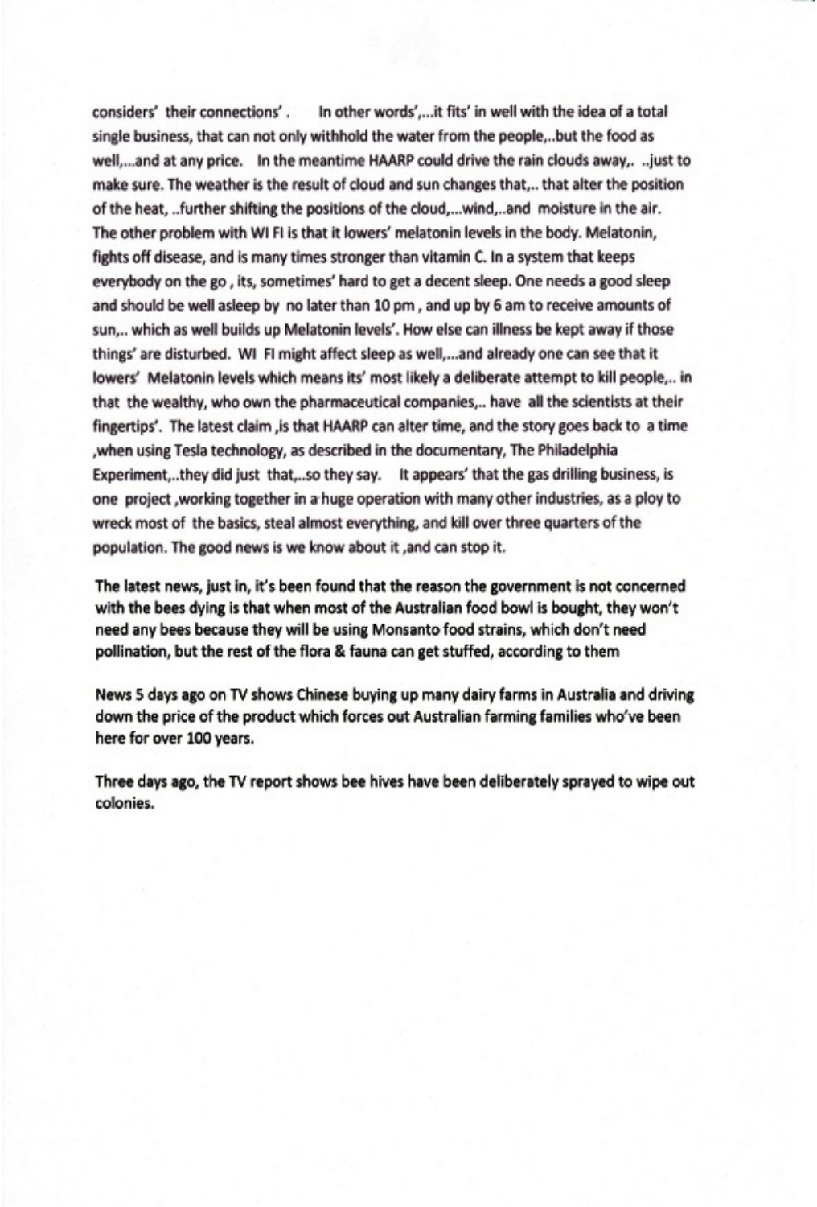considers' their connections'. In other words',...it fits' in well with the idea of a total single business, that can not only withhold the water from the people,..but the food as well,...and at any price. In the meantime HAARP could drive the rain clouds away,. ..just to make sure. The weather is the result of cloud and sun changes that,.. that alter the position of the heat, ..further shifting the positions of the cloud,...wind,..and moisture in the air. The other problem with WI FI is that it lowers' melatonin levels in the body. Melatonin, fights off disease, and is many times stronger than vitamin C. In a system that keeps everybody on the go , its, sometimes' hard to get a decent sleep. One needs a good sleep and should be well asleep by no later than 10 pm , and up by 6 am to receive amounts of sun,.. which as well builds up Melatonin levels'. How else can illness be kept away if those things' are disturbed. WI FI might affect sleep as well,...and already one can see that it lowers' Melatonin levels which means its' most likely a deliberate attempt to kill people,.. in that the wealthy, who own the pharmaceutical companies,.. have all the scientists at their fingertips'. The latest claim ,is that HAARP can alter time, and the story goes back to a time ,when using Tesla technology, as described in the documentary, The Philadelphia Experiment,..they did just that,..so they say. It appears' that the gas drilling business, is one project ,working together in a huge operation with many other industries, as a ploy to wreck most of the basics, steal almost everything, and kill over three quarters of the population. The good news is we know about it ,and can stop it.

**The latest news, just in, it's been found that the reason the government is not concerned with the bees dying is that when most of the Australian food bowl is bought, they won't need any bees because they will be using Monsanto food strains, which don't need pollination, but the rest of the flora & fauna can get stuffed, according to them**

**News 5 days ago on TV shows Chinese buying up many dairy farms in Australia and driving down the price of the product which forces out Australian farming families who've been here for over 100 years.**

**Three days ago, the TV report shows bee hives have been deliberately sprayed to wipe out colonies.**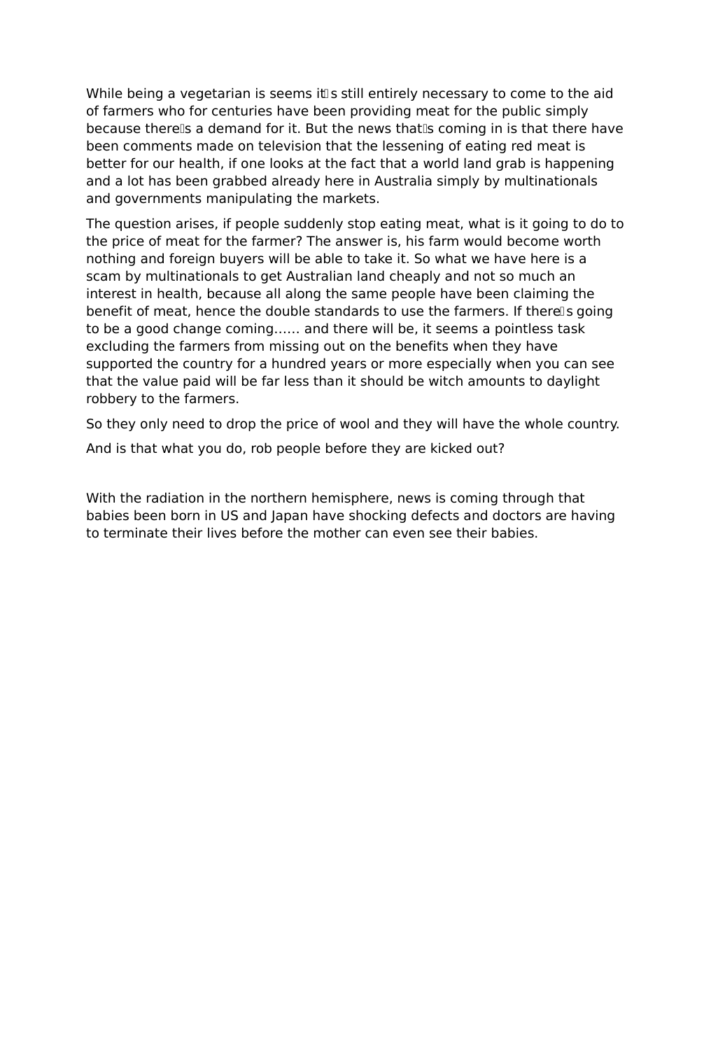While being a vegetarian is seems it's still entirely necessary to come to the aid of farmers who for centuries have been providing meat for the public simply because there's a demand for it. But the news that's coming in is that there have been comments made on television that the lessening of eating red meat is better for our health, if one looks at the fact that a world land grab is happening and a lot has been grabbed already here in Australia simply by multinationals and governments manipulating the markets.

The question arises, if people suddenly stop eating meat, what is it going to do to the price of meat for the farmer? The answer is, his farm would become worth nothing and foreign buyers will be able to take it. So what we have here is a scam by multinationals to get Australian land cheaply and not so much an interest in health, because all along the same people have been claiming the benefit of meat, hence the double standards to use the farmers. If there's going to be a good change coming…… and there will be, it seems a pointless task excluding the farmers from missing out on the benefits when they have supported the country for a hundred years or more especially when you can see that the value paid will be far less than it should be witch amounts to daylight robbery to the farmers.

So they only need to drop the price of wool and they will have the whole country.

And is that what you do, rob people before they are kicked out?

With the radiation in the northern hemisphere, news is coming through that babies been born in US and Japan have shocking defects and doctors are having to terminate their lives before the mother can even see their babies.